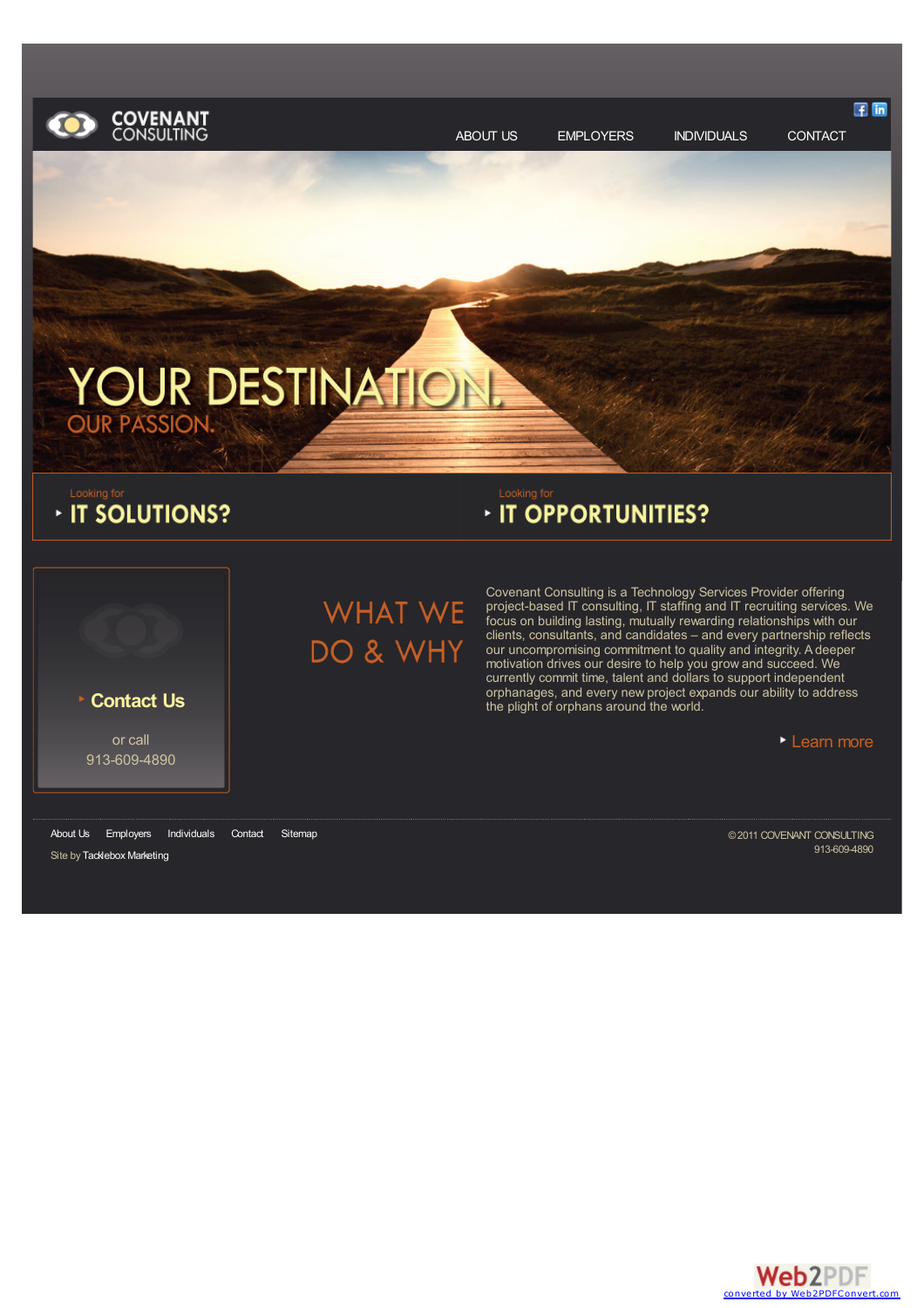**COVENANT CONSULTING**

ABOUT US | EMPLOYERS | INDIVIDUALS | CONTACT

# YOUR DESTINATION.

## OUR PASSION.

Looking for
**IT SOLUTIONS?**

Looking for
**IT OPPORTUNITIES?**

**Contact Us**

or call
913-609-4890

## WHAT WE DO & WHY

Covenant Consulting is a Technology Services Provider offering project-based IT consulting, IT staffing and IT recruiting services. We focus on building lasting, mutually rewarding relationships with our clients, consultants, and candidates – and every partnership reflects our uncompromising commitment to quality and integrity. A deeper motivation drives our desire to help you grow and succeed. We currently commit time, talent and dollars to support independent orphanages, and every new project expands our ability to address the plight of orphans around the world.

Learn more

About Us | Employers | Individuals | Contact | Sitemap

Site by Tacklebox Marketing

©2011 COVENANT CONSULTING
913-609-4890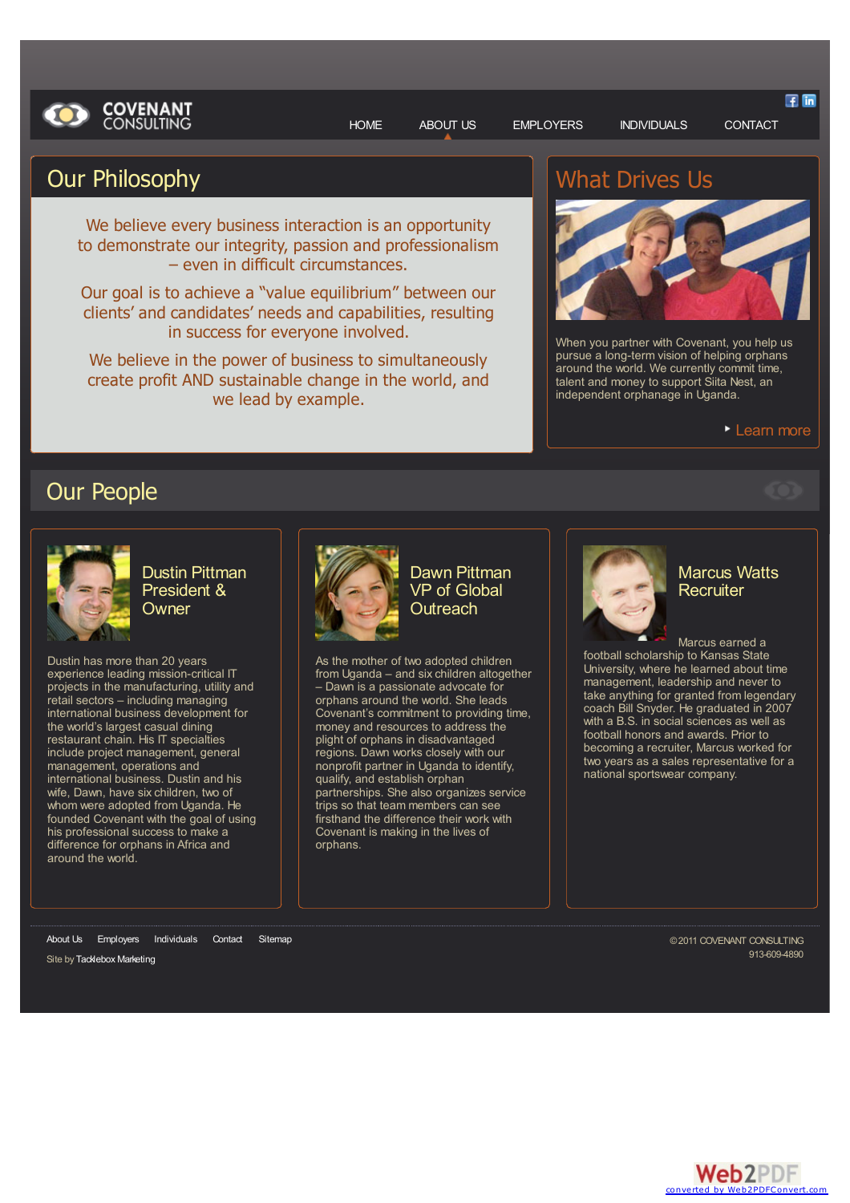COVENANT CONSULTING

HOME | ABOUT US | EMPLOYERS | INDIVIDUALS | CONTACT

## Our Philosophy

We believe every business interaction is an opportunity to demonstrate our integrity, passion and professionalism – even in difficult circumstances.

Our goal is to achieve a "value equilibrium" between our clients' and candidates' needs and capabilities, resulting in success for everyone involved.

We believe in the power of business to simultaneously create profit AND sustainable change in the world, and we lead by example.

## What Drives Us

When you partner with Covenant, you help us pursue a long-term vision of helping orphans around the world. We currently commit time, talent and money to support Siita Nest, an independent orphanage in Uganda.

Learn more

## Our People

### Dustin Pittman President & Owner

Dustin has more than 20 years experience leading mission-critical IT projects in the manufacturing, utility and retail sectors – including managing international business development for the world's largest casual dining restaurant chain. His IT specialties include project management, general management, operations and international business. Dustin and his wife, Dawn, have six children, two of whom were adopted from Uganda. He founded Covenant with the goal of using his professional success to make a difference for orphans in Africa and around the world.

### Dawn Pittman VP of Global Outreach

As the mother of two adopted children from Uganda – and six children altogether – Dawn is a passionate advocate for orphans around the world. She leads Covenant's commitment to providing time, money and resources to address the plight of orphans in disadvantaged regions. Dawn works closely with our nonprofit partner in Uganda to identify, qualify, and establish orphan partnerships. She also organizes service trips so that team members can see firsthand the difference their work with Covenant is making in the lives of orphans.

### Marcus Watts Recruiter

Marcus earned a football scholarship to Kansas State University, where he learned about time management, leadership and never to take anything for granted from legendary coach Bill Snyder. He graduated in 2007 with a B.S. in social sciences as well as football honors and awards. Prior to becoming a recruiter, Marcus worked for two years as a sales representative for a national sportswear company.

About Us | Employers | Individuals | Contact | Sitemap

Site by Tacklebox Marketing

©2011 COVENANT CONSULTING
913-609-4890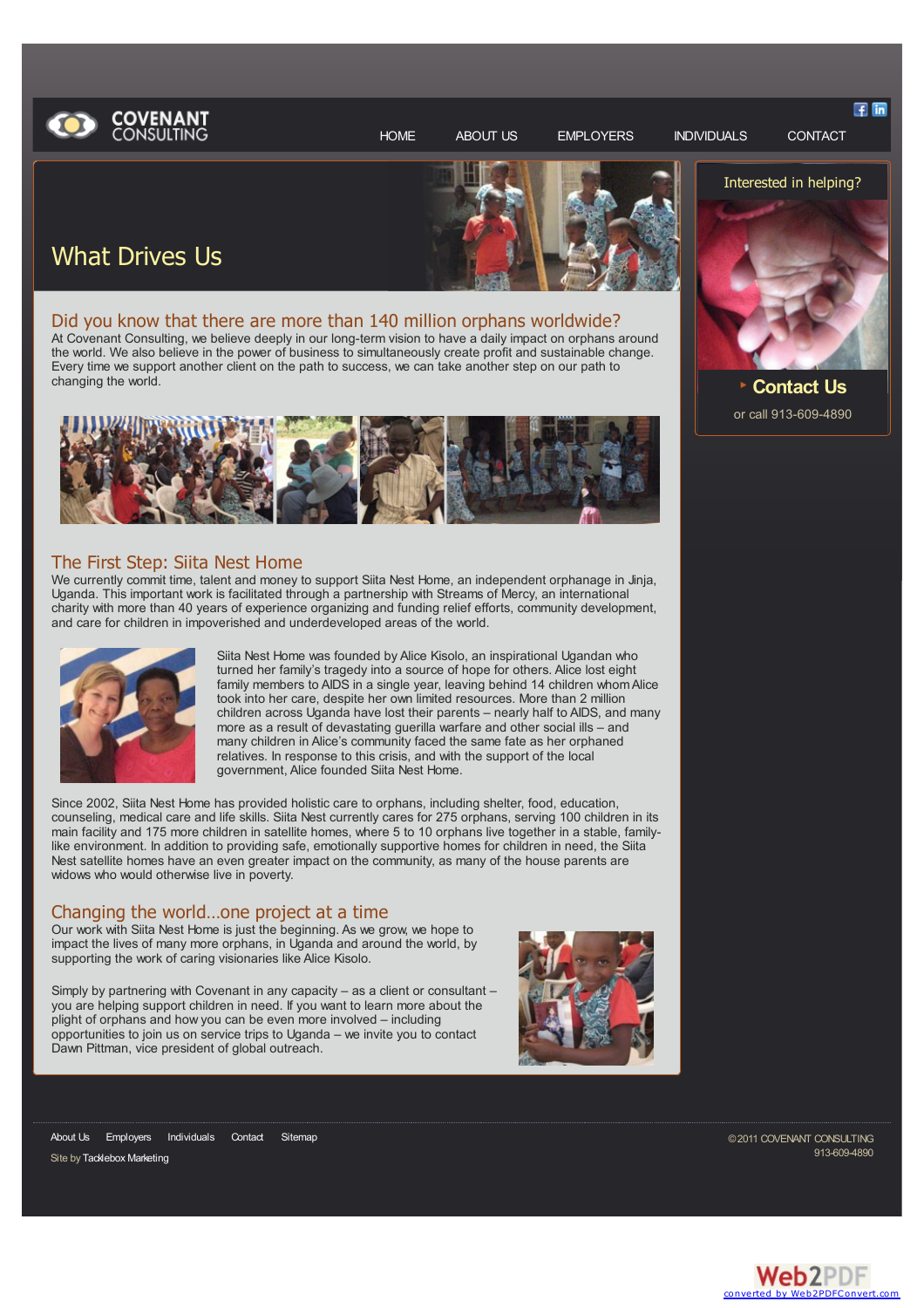COVENANT CONSULTING

HOME ABOUT US EMPLOYERS INDIVIDUALS CONTACT

# What Drives Us

## Did you know that there are more than 140 million orphans worldwide?

At Covenant Consulting, we believe deeply in our long-term vision to have a daily impact on orphans around the world. We also believe in the power of business to simultaneously create profit and sustainable change. Every time we support another client on the path to success, we can take another step on our path to changing the world.

## The First Step: Siita Nest Home

We currently commit time, talent and money to support Siita Nest Home, an independent orphanage in Jinja, Uganda. This important work is facilitated through a partnership with Streams of Mercy, an international charity with more than 40 years of experience organizing and funding relief efforts, community development, and care for children in impoverished and underdeveloped areas of the world.

Siita Nest Home was founded by Alice Kisolo, an inspirational Ugandan who turned her family's tragedy into a source of hope for others. Alice lost eight family members to AIDS in a single year, leaving behind 14 children whom Alice took into her care, despite her own limited resources. More than 2 million children across Uganda have lost their parents – nearly half to AIDS, and many more as a result of devastating guerilla warfare and other social ills – and many children in Alice's community faced the same fate as her orphaned relatives. In response to this crisis, and with the support of the local government, Alice founded Siita Nest Home.

Since 2002, Siita Nest Home has provided holistic care to orphans, including shelter, food, education, counseling, medical care and life skills. Siita Nest currently cares for 275 orphans, serving 100 children in its main facility and 175 more children in satellite homes, where 5 to 10 orphans live together in a stable, family-like environment. In addition to providing safe, emotionally supportive homes for children in need, the Siita Nest satellite homes have an even greater impact on the community, as many of the house parents are widows who would otherwise live in poverty.

## Changing the world…one project at a time

Our work with Siita Nest Home is just the beginning. As we grow, we hope to impact the lives of many more orphans, in Uganda and around the world, by supporting the work of caring visionaries like Alice Kisolo.

Simply by partnering with Covenant in any capacity – as a client or consultant – you are helping support children in need. If you want to learn more about the plight of orphans and how you can be even more involved – including opportunities to join us on service trips to Uganda – we invite you to contact Dawn Pittman, vice president of global outreach.

Interested in helping?

**Contact Us**

or call 913-609-4890

About Us Employers Individuals Contact Sitemap

Site by Tacklebox Marketing

©2011 COVENANT CONSULTING
913-609-4890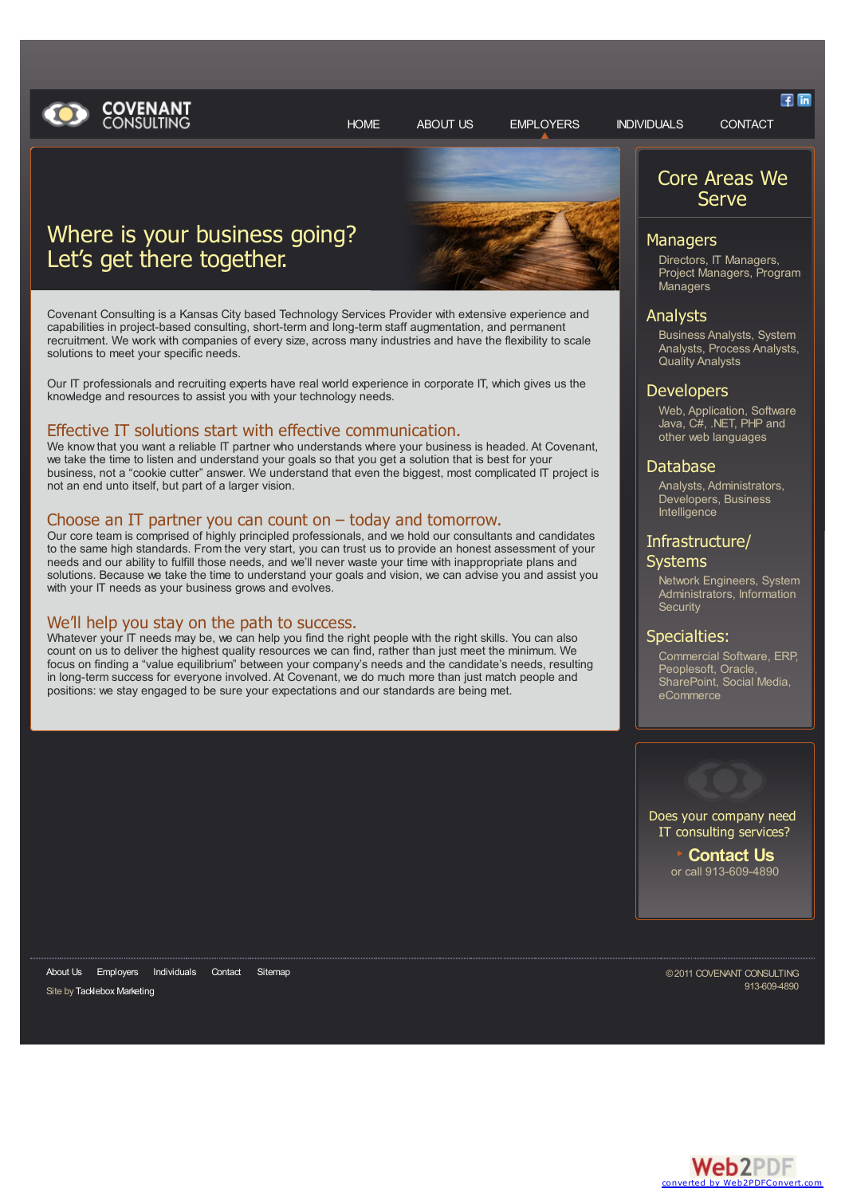COVENANT CONSULTING

HOME ABOUT US EMPLOYERS INDIVIDUALS CONTACT

# Where is your business going? Let's get there together.

Covenant Consulting is a Kansas City based Technology Services Provider with extensive experience and capabilities in project-based consulting, short-term and long-term staff augmentation, and permanent recruitment. We work with companies of every size, across many industries and have the flexibility to scale solutions to meet your specific needs.

Our IT professionals and recruiting experts have real world experience in corporate IT, which gives us the knowledge and resources to assist you with your technology needs.

## Effective IT solutions start with effective communication.

We know that you want a reliable IT partner who understands where your business is headed. At Covenant, we take the time to listen and understand your goals so that you get a solution that is best for your business, not a "cookie cutter" answer. We understand that even the biggest, most complicated IT project is not an end unto itself, but part of a larger vision.

## Choose an IT partner you can count on – today and tomorrow.

Our core team is comprised of highly principled professionals, and we hold our consultants and candidates to the same high standards. From the very start, you can trust us to provide an honest assessment of your needs and our ability to fulfill those needs, and we'll never waste your time with inappropriate plans and solutions. Because we take the time to understand your goals and vision, we can advise you and assist you with your IT needs as your business grows and evolves.

## We'll help you stay on the path to success.

Whatever your IT needs may be, we can help you find the right people with the right skills. You can also count on us to deliver the highest quality resources we can find, rather than just meet the minimum. We focus on finding a "value equilibrium" between your company's needs and the candidate's needs, resulting in long-term success for everyone involved. At Covenant, we do much more than just match people and positions: we stay engaged to be sure your expectations and our standards are being met.

## Core Areas We Serve

### Managers

Directors, IT Managers, Project Managers, Program Managers

### Analysts

Business Analysts, System Analysts, Process Analysts, Quality Analysts

### Developers

Web, Application, Software Java, C#, .NET, PHP and other web languages

### Database

Analysts, Administrators, Developers, Business Intelligence

### Infrastructure/ Systems

Network Engineers, System Administrators, Information Security

### Specialties:

Commercial Software, ERP, Peoplesoft, Oracle, SharePoint, Social Media, eCommerce

Does your company need IT consulting services?

**Contact Us**

or call 913-609-4890

About Us Employers Individuals Contact Sitemap

Site by Tacklebox Marketing

©2011 COVENANT CONSULTING
913-609-4890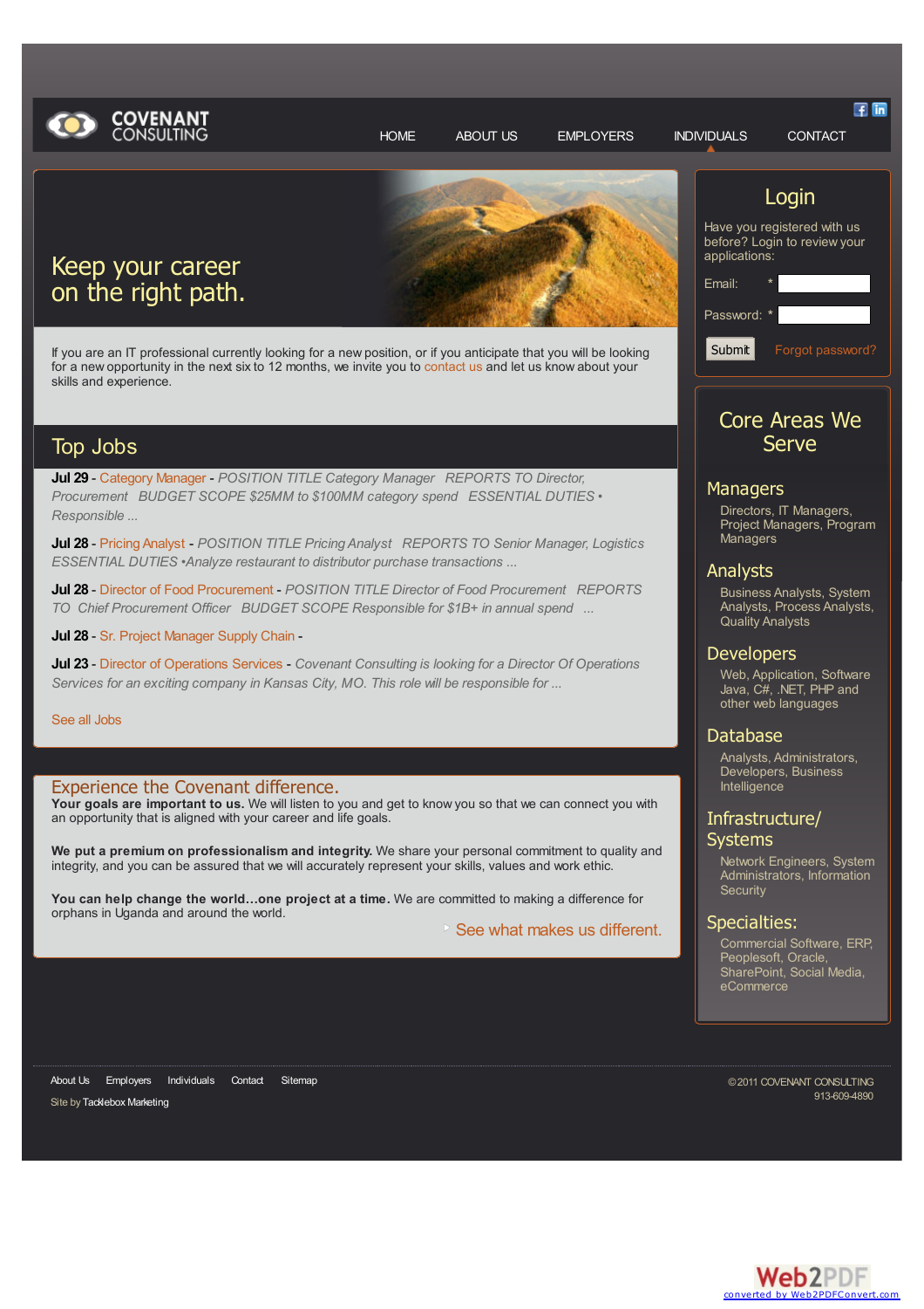COVENANT CONSULTING

HOME | ABOUT US | EMPLOYERS | INDIVIDUALS | CONTACT

# Keep your career on the right path.

If you are an IT professional currently looking for a new position, or if you anticipate that you will be looking for a new opportunity in the next six to 12 months, we invite you to contact us and let us know about your skills and experience.

## Top Jobs

**Jul 29** - Category Manager - *POSITION TITLE Category Manager REPORTS TO Director, Procurement BUDGET SCOPE $25MM to $100MM category spend ESSENTIAL DUTIES • Responsible ...*

**Jul 28** - Pricing Analyst - *POSITION TITLE Pricing Analyst REPORTS TO Senior Manager, Logistics ESSENTIAL DUTIES •Analyze restaurant to distributor purchase transactions ...*

**Jul 28** - Director of Food Procurement - *POSITION TITLE Director of Food Procurement REPORTS TO Chief Procurement Officer BUDGET SCOPE Responsible for $1B+ in annual spend ...*

**Jul 28** - Sr. Project Manager Supply Chain -

**Jul 23** - Director of Operations Services - *Covenant Consulting is looking for a Director Of Operations Services for an exciting company in Kansas City, MO. This role will be responsible for ...*

See all Jobs

## Experience the Covenant difference.

**Your goals are important to us.** We will listen to you and get to know you so that we can connect you with an opportunity that is aligned with your career and life goals.

**We put a premium on professionalism and integrity.** We share your personal commitment to quality and integrity, and you can be assured that we will accurately represent your skills, values and work ethic.

**You can help change the world...one project at a time.** We are committed to making a difference for orphans in Uganda and around the world.

See what makes us different.

## Login

Have you registered with us before? Login to review your applications:

Email: *

Password: *

Submit | Forgot password?

## Core Areas We Serve

### Managers

Directors, IT Managers, Project Managers, Program Managers

### Analysts

Business Analysts, System Analysts, Process Analysts, Quality Analysts

### Developers

Web, Application, Software Java, C#, .NET, PHP and other web languages

### Database

Analysts, Administrators, Developers, Business Intelligence

### Infrastructure/ Systems

Network Engineers, System Administrators, Information Security

### Specialties:

Commercial Software, ERP, Peoplesoft, Oracle, SharePoint, Social Media, eCommerce

About Us | Employers | Individuals | Contact | Sitemap

Site by Tacklebox Marketing

©2011 COVENANT CONSULTING
913-609-4890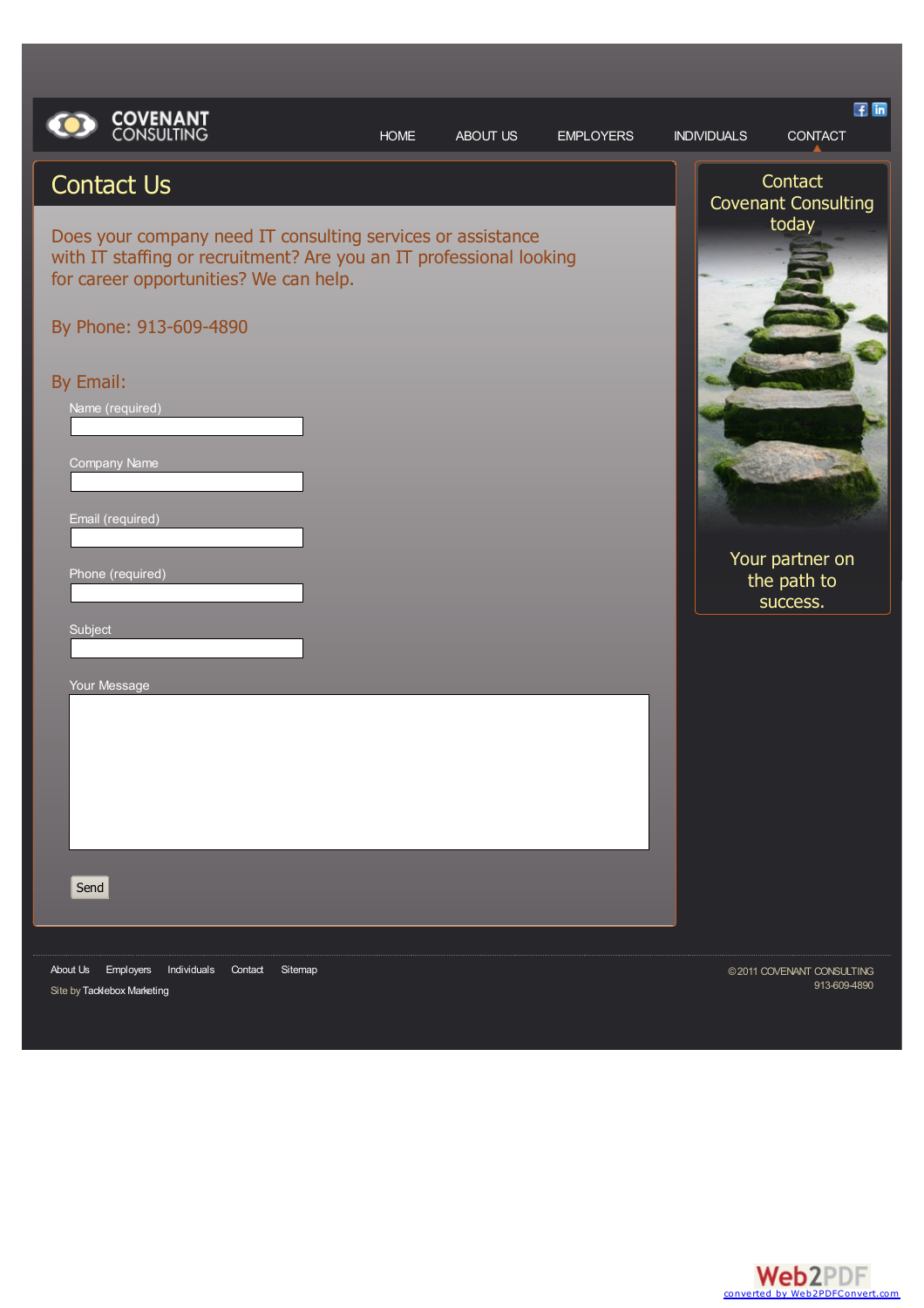COVENANT CONSULTING

HOME ABOUT US EMPLOYERS INDIVIDUALS CONTACT

# Contact Us

Does your company need IT consulting services or assistance with IT staffing or recruitment? Are you an IT professional looking for career opportunities? We can help.

By Phone: 913-609-4890

By Email:

Name (required)

Company Name

Email (required)

Phone (required)

Subject

Your Message

Send

Contact Covenant Consulting today

Your partner on the path to success.

About Us Employers Individuals Contact Sitemap

Site by Tacklebox Marketing

©2011 COVENANT CONSULTING
913-609-4890